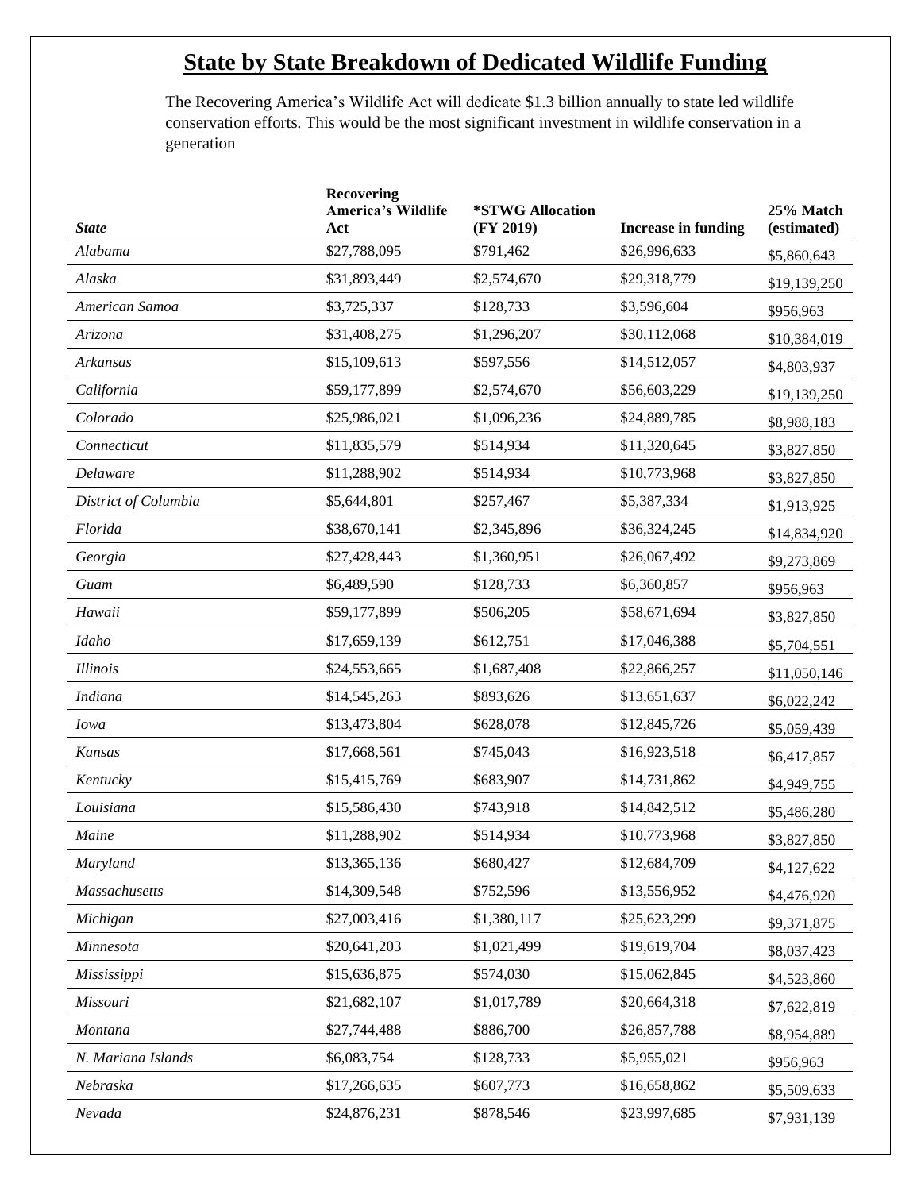# State by State Breakdown of Dedicated Wildlife Funding

The Recovering America's Wildlife Act will dedicate $1.3 billion annually to state led wildlife conservation efforts. This would be the most significant investment in wildlife conservation in a generation

| *State* | Recovering America's Wildlife Act | *STWG Allocation (FY 2019) | Increase in funding | 25% Match (estimated) |
|---|---|---|---|---|
| *Alabama* | $27,788,095 | $791,462 | $26,996,633 | $5,860,643 |
| *Alaska* | $31,893,449 | $2,574,670 | $29,318,779 | $19,139,250 |
| *American Samoa* | $3,725,337 | $128,733 | $3,596,604 | $956,963 |
| *Arizona* | $31,408,275 | $1,296,207 | $30,112,068 | $10,384,019 |
| *Arkansas* | $15,109,613 | $597,556 | $14,512,057 | $4,803,937 |
| *California* | $59,177,899 | $2,574,670 | $56,603,229 | $19,139,250 |
| *Colorado* | $25,986,021 | $1,096,236 | $24,889,785 | $8,988,183 |
| *Connecticut* | $11,835,579 | $514,934 | $11,320,645 | $3,827,850 |
| *Delaware* | $11,288,902 | $514,934 | $10,773,968 | $3,827,850 |
| *District of Columbia* | $5,644,801 | $257,467 | $5,387,334 | $1,913,925 |
| *Florida* | $38,670,141 | $2,345,896 | $36,324,245 | $14,834,920 |
| *Georgia* | $27,428,443 | $1,360,951 | $26,067,492 | $9,273,869 |
| *Guam* | $6,489,590 | $128,733 | $6,360,857 | $956,963 |
| *Hawaii* | $59,177,899 | $506,205 | $58,671,694 | $3,827,850 |
| *Idaho* | $17,659,139 | $612,751 | $17,046,388 | $5,704,551 |
| *Illinois* | $24,553,665 | $1,687,408 | $22,866,257 | $11,050,146 |
| *Indiana* | $14,545,263 | $893,626 | $13,651,637 | $6,022,242 |
| *Iowa* | $13,473,804 | $628,078 | $12,845,726 | $5,059,439 |
| *Kansas* | $17,668,561 | $745,043 | $16,923,518 | $6,417,857 |
| *Kentucky* | $15,415,769 | $683,907 | $14,731,862 | $4,949,755 |
| *Louisiana* | $15,586,430 | $743,918 | $14,842,512 | $5,486,280 |
| *Maine* | $11,288,902 | $514,934 | $10,773,968 | $3,827,850 |
| *Maryland* | $13,365,136 | $680,427 | $12,684,709 | $4,127,622 |
| *Massachusetts* | $14,309,548 | $752,596 | $13,556,952 | $4,476,920 |
| *Michigan* | $27,003,416 | $1,380,117 | $25,623,299 | $9,371,875 |
| *Minnesota* | $20,641,203 | $1,021,499 | $19,619,704 | $8,037,423 |
| *Mississippi* | $15,636,875 | $574,030 | $15,062,845 | $4,523,860 |
| *Missouri* | $21,682,107 | $1,017,789 | $20,664,318 | $7,622,819 |
| *Montana* | $27,744,488 | $886,700 | $26,857,788 | $8,954,889 |
| *N. Mariana Islands* | $6,083,754 | $128,733 | $5,955,021 | $956,963 |
| *Nebraska* | $17,266,635 | $607,773 | $16,658,862 | $5,509,633 |
| *Nevada* | $24,876,231 | $878,546 | $23,997,685 | $7,931,139 |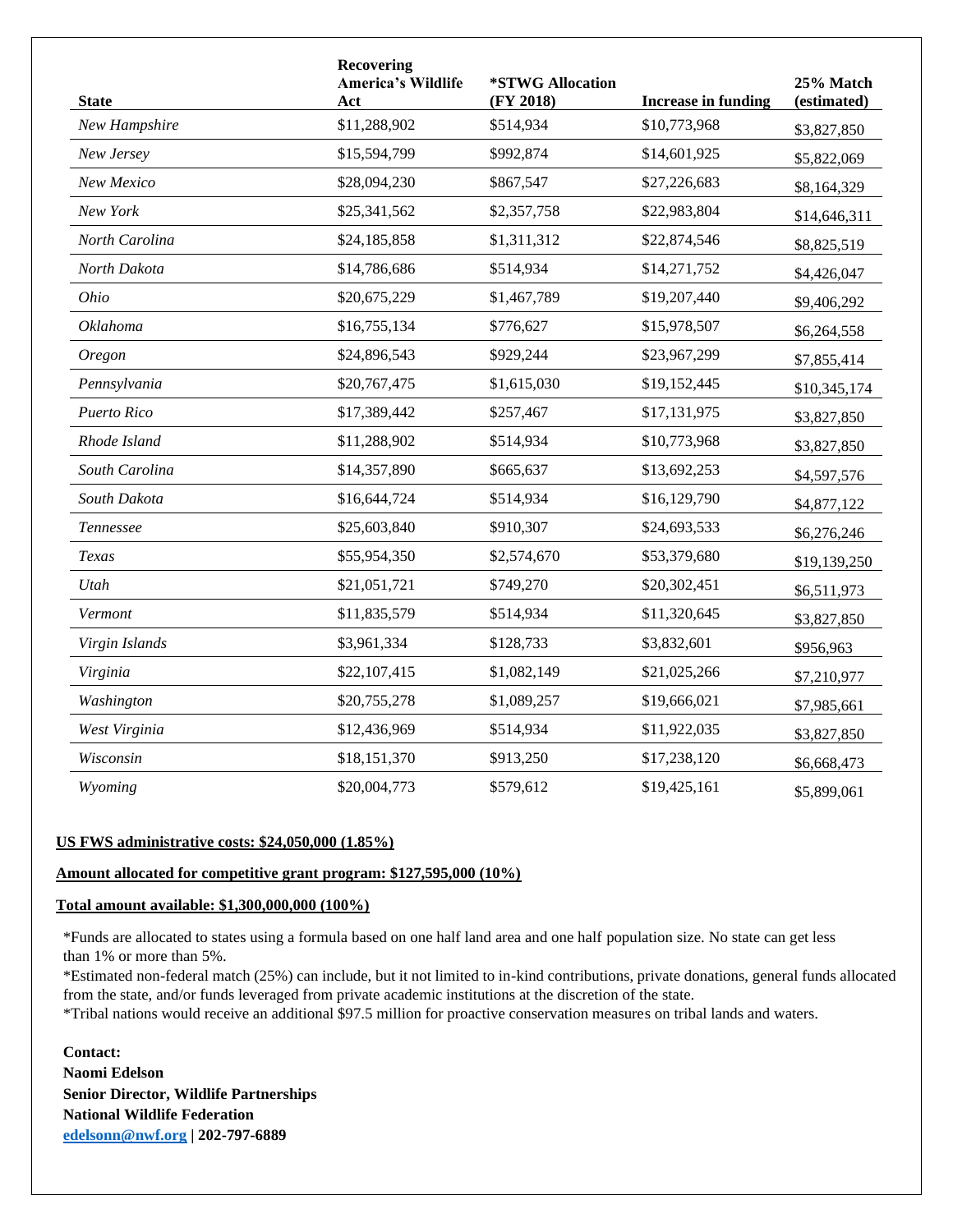| State | Recovering America's Wildlife Act | *STWG Allocation (FY 2018) | Increase in funding | 25% Match (estimated) |
|---|---|---|---|---|
| *New Hampshire* | $11,288,902 | $514,934 | $10,773,968 | $3,827,850 |
| *New Jersey* | $15,594,799 | $992,874 | $14,601,925 | $5,822,069 |
| *New Mexico* | $28,094,230 | $867,547 | $27,226,683 | $8,164,329 |
| *New York* | $25,341,562 | $2,357,758 | $22,983,804 | $14,646,311 |
| *North Carolina* | $24,185,858 | $1,311,312 | $22,874,546 | $8,825,519 |
| *North Dakota* | $14,786,686 | $514,934 | $14,271,752 | $4,426,047 |
| *Ohio* | $20,675,229 | $1,467,789 | $19,207,440 | $9,406,292 |
| *Oklahoma* | $16,755,134 | $776,627 | $15,978,507 | $6,264,558 |
| *Oregon* | $24,896,543 | $929,244 | $23,967,299 | $7,855,414 |
| *Pennsylvania* | $20,767,475 | $1,615,030 | $19,152,445 | $10,345,174 |
| *Puerto Rico* | $17,389,442 | $257,467 | $17,131,975 | $3,827,850 |
| *Rhode Island* | $11,288,902 | $514,934 | $10,773,968 | $3,827,850 |
| *South Carolina* | $14,357,890 | $665,637 | $13,692,253 | $4,597,576 |
| *South Dakota* | $16,644,724 | $514,934 | $16,129,790 | $4,877,122 |
| *Tennessee* | $25,603,840 | $910,307 | $24,693,533 | $6,276,246 |
| *Texas* | $55,954,350 | $2,574,670 | $53,379,680 | $19,139,250 |
| *Utah* | $21,051,721 | $749,270 | $20,302,451 | $6,511,973 |
| *Vermont* | $11,835,579 | $514,934 | $11,320,645 | $3,827,850 |
| *Virgin Islands* | $3,961,334 | $128,733 | $3,832,601 | $956,963 |
| *Virginia* | $22,107,415 | $1,082,149 | $21,025,266 | $7,210,977 |
| *Washington* | $20,755,278 | $1,089,257 | $19,666,021 | $7,985,661 |
| *West Virginia* | $12,436,969 | $514,934 | $11,922,035 | $3,827,850 |
| *Wisconsin* | $18,151,370 | $913,250 | $17,238,120 | $6,668,473 |
| *Wyoming* | $20,004,773 | $579,612 | $19,425,161 | $5,899,061 |

**US FWS administrative costs: $24,050,000 (1.85%)**

**Amount allocated for competitive grant program: $127,595,000 (10%)**

**Total amount available: $1,300,000,000 (100%)**

*Funds are allocated to states using a formula based on one half land area and one half population size. No state can get less than 1% or more than 5%.

*Estimated non-federal match (25%) can include, but it not limited to in-kind contributions, private donations, general funds allocated from the state, and/or funds leveraged from private academic institutions at the discretion of the state.

*Tribal nations would receive an additional $97.5 million for proactive conservation measures on tribal lands and waters.

**Contact:**
**Naomi Edelson**
**Senior Director, Wildlife Partnerships**
**National Wildlife Federation**
**edelsonn@nwf.org | 202-797-6889**